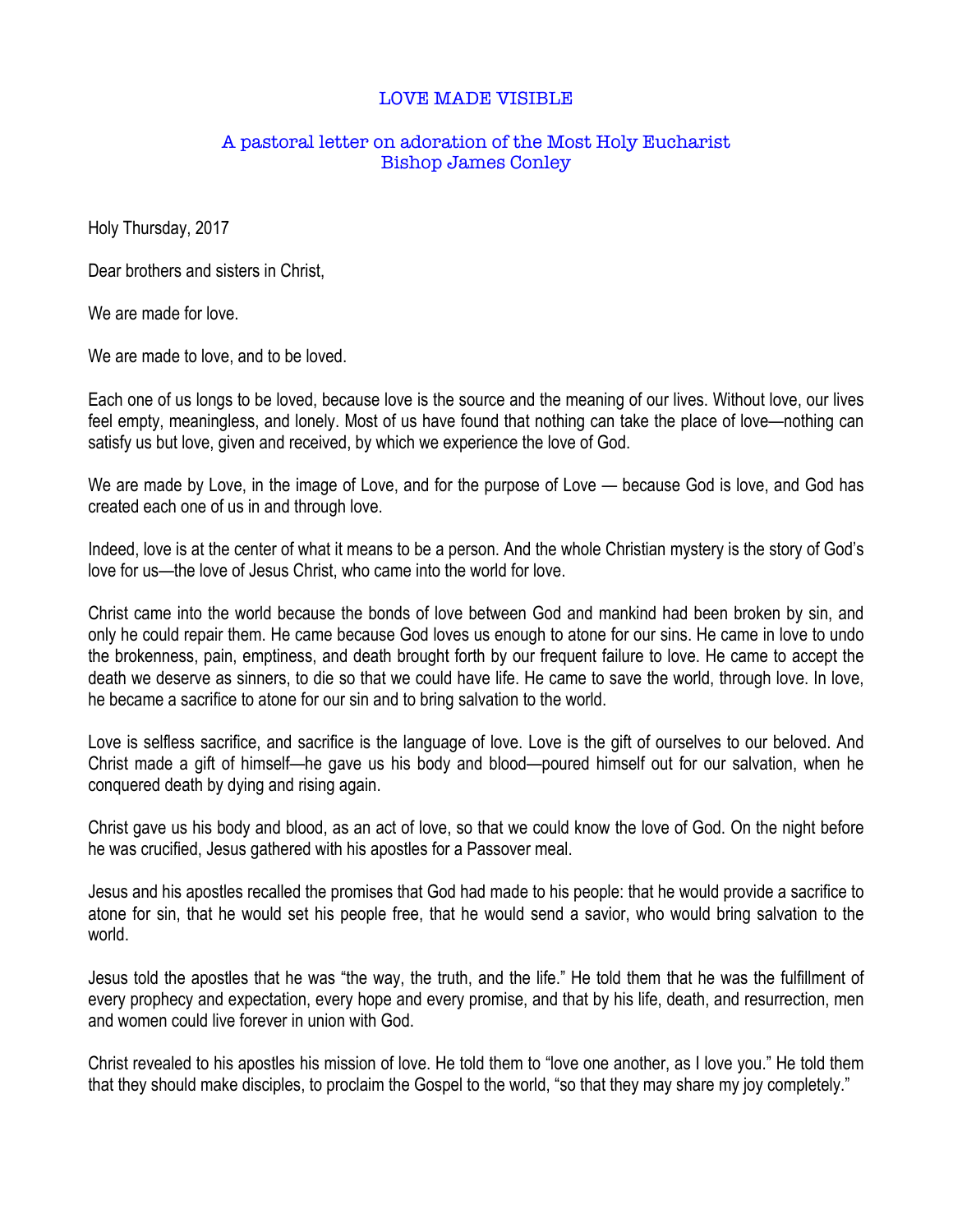# LOVE MADE VISIBLE

## A pastoral letter on adoration of the Most Holy Eucharist
## Bishop James Conley

Holy Thursday, 2017

Dear brothers and sisters in Christ,

We are made for love.

We are made to love, and to be loved.

Each one of us longs to be loved, because love is the source and the meaning of our lives. Without love, our lives feel empty, meaningless, and lonely. Most of us have found that nothing can take the place of love—nothing can satisfy us but love, given and received, by which we experience the love of God.

We are made by Love, in the image of Love, and for the purpose of Love — because God is love, and God has created each one of us in and through love.

Indeed, love is at the center of what it means to be a person. And the whole Christian mystery is the story of God's love for us—the love of Jesus Christ, who came into the world for love.

Christ came into the world because the bonds of love between God and mankind had been broken by sin, and only he could repair them. He came because God loves us enough to atone for our sins. He came in love to undo the brokenness, pain, emptiness, and death brought forth by our frequent failure to love. He came to accept the death we deserve as sinners, to die so that we could have life. He came to save the world, through love. In love, he became a sacrifice to atone for our sin and to bring salvation to the world.

Love is selfless sacrifice, and sacrifice is the language of love. Love is the gift of ourselves to our beloved. And Christ made a gift of himself—he gave us his body and blood—poured himself out for our salvation, when he conquered death by dying and rising again.

Christ gave us his body and blood, as an act of love, so that we could know the love of God. On the night before he was crucified, Jesus gathered with his apostles for a Passover meal.

Jesus and his apostles recalled the promises that God had made to his people: that he would provide a sacrifice to atone for sin, that he would set his people free, that he would send a savior, who would bring salvation to the world.

Jesus told the apostles that he was "the way, the truth, and the life." He told them that he was the fulfillment of every prophecy and expectation, every hope and every promise, and that by his life, death, and resurrection, men and women could live forever in union with God.

Christ revealed to his apostles his mission of love. He told them to "love one another, as I love you." He told them that they should make disciples, to proclaim the Gospel to the world, "so that they may share my joy completely."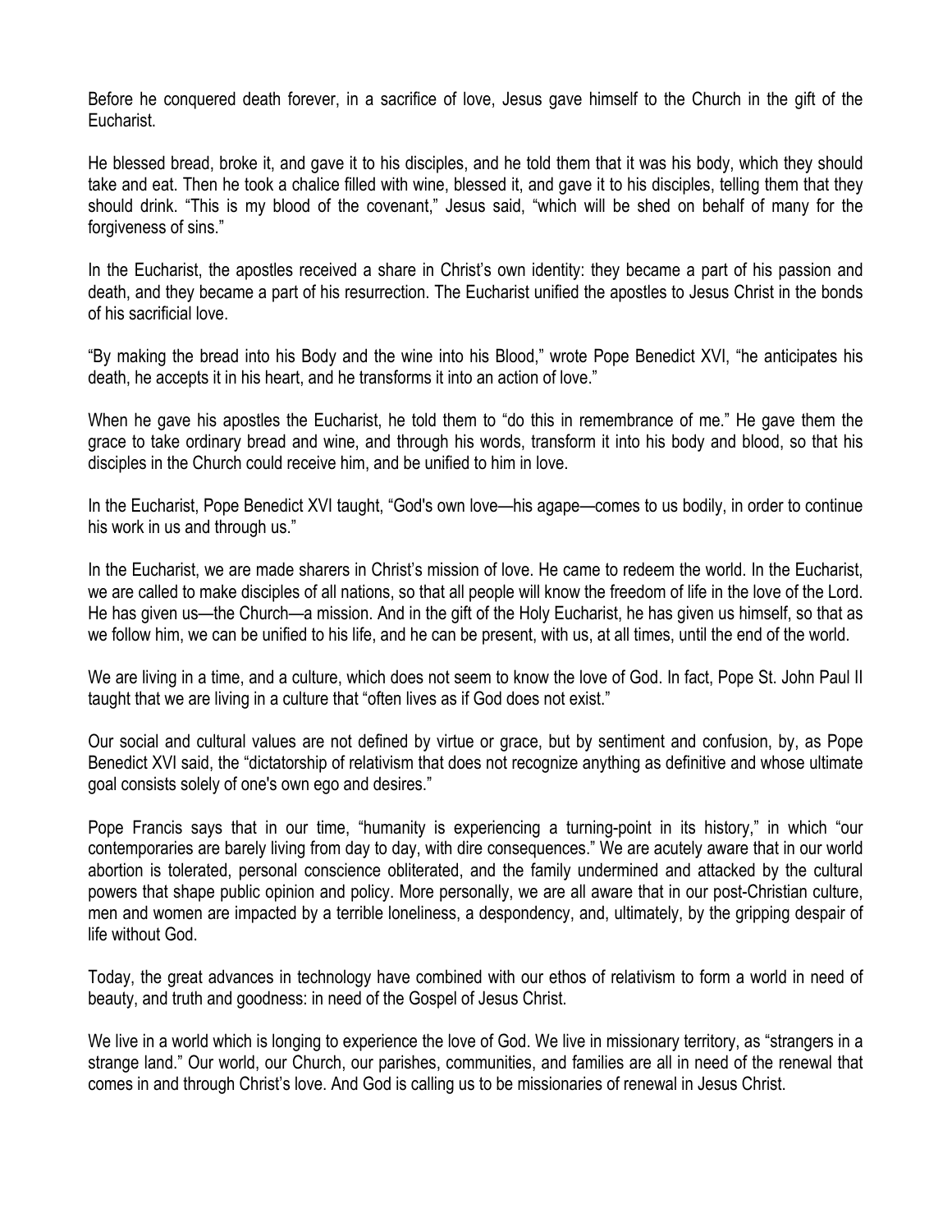Before he conquered death forever, in a sacrifice of love, Jesus gave himself to the Church in the gift of the Eucharist.

He blessed bread, broke it, and gave it to his disciples, and he told them that it was his body, which they should take and eat. Then he took a chalice filled with wine, blessed it, and gave it to his disciples, telling them that they should drink. "This is my blood of the covenant," Jesus said, "which will be shed on behalf of many for the forgiveness of sins."

In the Eucharist, the apostles received a share in Christ's own identity: they became a part of his passion and death, and they became a part of his resurrection. The Eucharist unified the apostles to Jesus Christ in the bonds of his sacrificial love.

"By making the bread into his Body and the wine into his Blood," wrote Pope Benedict XVI, "he anticipates his death, he accepts it in his heart, and he transforms it into an action of love."

When he gave his apostles the Eucharist, he told them to "do this in remembrance of me." He gave them the grace to take ordinary bread and wine, and through his words, transform it into his body and blood, so that his disciples in the Church could receive him, and be unified to him in love.

In the Eucharist, Pope Benedict XVI taught, "God's own love—his agape—comes to us bodily, in order to continue his work in us and through us."

In the Eucharist, we are made sharers in Christ's mission of love. He came to redeem the world. In the Eucharist, we are called to make disciples of all nations, so that all people will know the freedom of life in the love of the Lord. He has given us—the Church—a mission. And in the gift of the Holy Eucharist, he has given us himself, so that as we follow him, we can be unified to his life, and he can be present, with us, at all times, until the end of the world.

We are living in a time, and a culture, which does not seem to know the love of God. In fact, Pope St. John Paul II taught that we are living in a culture that "often lives as if God does not exist."

Our social and cultural values are not defined by virtue or grace, but by sentiment and confusion, by, as Pope Benedict XVI said, the "dictatorship of relativism that does not recognize anything as definitive and whose ultimate goal consists solely of one's own ego and desires."

Pope Francis says that in our time, "humanity is experiencing a turning-point in its history," in which "our contemporaries are barely living from day to day, with dire consequences." We are acutely aware that in our world abortion is tolerated, personal conscience obliterated, and the family undermined and attacked by the cultural powers that shape public opinion and policy. More personally, we are all aware that in our post-Christian culture, men and women are impacted by a terrible loneliness, a despondency, and, ultimately, by the gripping despair of life without God.

Today, the great advances in technology have combined with our ethos of relativism to form a world in need of beauty, and truth and goodness: in need of the Gospel of Jesus Christ.

We live in a world which is longing to experience the love of God. We live in missionary territory, as "strangers in a strange land." Our world, our Church, our parishes, communities, and families are all in need of the renewal that comes in and through Christ's love. And God is calling us to be missionaries of renewal in Jesus Christ.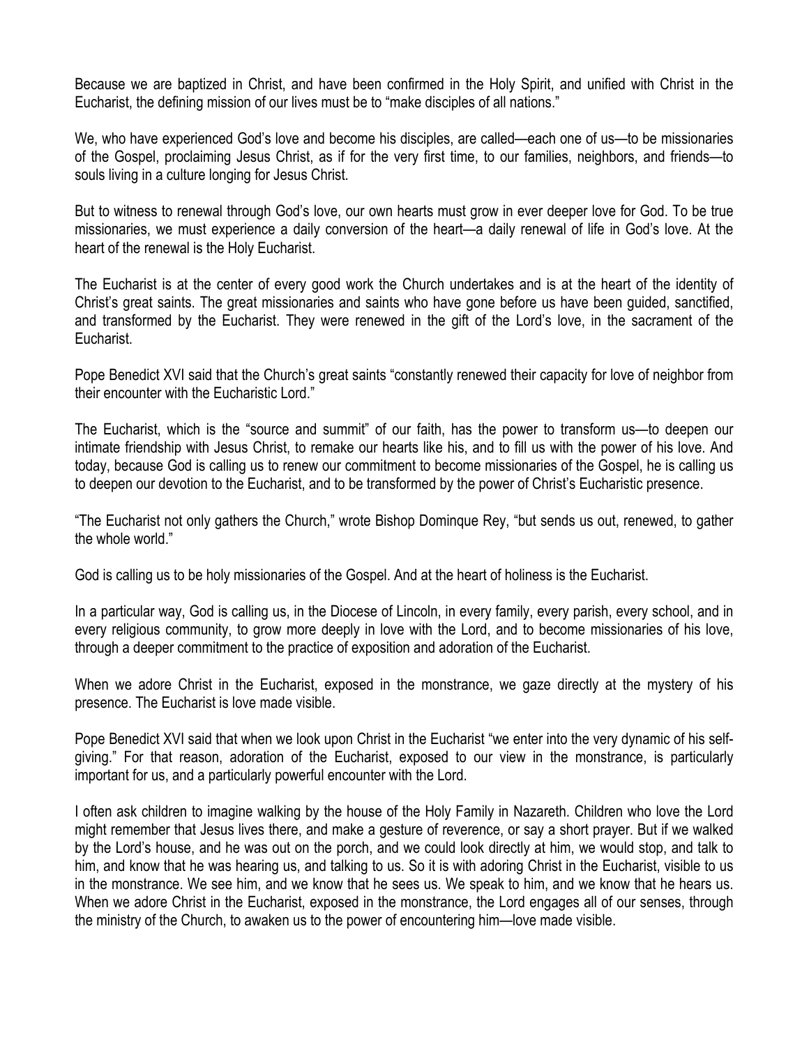Because we are baptized in Christ, and have been confirmed in the Holy Spirit, and unified with Christ in the Eucharist, the defining mission of our lives must be to "make disciples of all nations."

We, who have experienced God's love and become his disciples, are called—each one of us—to be missionaries of the Gospel, proclaiming Jesus Christ, as if for the very first time, to our families, neighbors, and friends—to souls living in a culture longing for Jesus Christ.

But to witness to renewal through God's love, our own hearts must grow in ever deeper love for God. To be true missionaries, we must experience a daily conversion of the heart—a daily renewal of life in God's love. At the heart of the renewal is the Holy Eucharist.

The Eucharist is at the center of every good work the Church undertakes and is at the heart of the identity of Christ's great saints. The great missionaries and saints who have gone before us have been guided, sanctified, and transformed by the Eucharist. They were renewed in the gift of the Lord's love, in the sacrament of the Eucharist.

Pope Benedict XVI said that the Church's great saints "constantly renewed their capacity for love of neighbor from their encounter with the Eucharistic Lord."

The Eucharist, which is the "source and summit" of our faith, has the power to transform us—to deepen our intimate friendship with Jesus Christ, to remake our hearts like his, and to fill us with the power of his love. And today, because God is calling us to renew our commitment to become missionaries of the Gospel, he is calling us to deepen our devotion to the Eucharist, and to be transformed by the power of Christ's Eucharistic presence.

"The Eucharist not only gathers the Church," wrote Bishop Dominque Rey, "but sends us out, renewed, to gather the whole world."

God is calling us to be holy missionaries of the Gospel. And at the heart of holiness is the Eucharist.

In a particular way, God is calling us, in the Diocese of Lincoln, in every family, every parish, every school, and in every religious community, to grow more deeply in love with the Lord, and to become missionaries of his love, through a deeper commitment to the practice of exposition and adoration of the Eucharist.

When we adore Christ in the Eucharist, exposed in the monstrance, we gaze directly at the mystery of his presence. The Eucharist is love made visible.

Pope Benedict XVI said that when we look upon Christ in the Eucharist "we enter into the very dynamic of his self-giving." For that reason, adoration of the Eucharist, exposed to our view in the monstrance, is particularly important for us, and a particularly powerful encounter with the Lord.

I often ask children to imagine walking by the house of the Holy Family in Nazareth. Children who love the Lord might remember that Jesus lives there, and make a gesture of reverence, or say a short prayer. But if we walked by the Lord's house, and he was out on the porch, and we could look directly at him, we would stop, and talk to him, and know that he was hearing us, and talking to us. So it is with adoring Christ in the Eucharist, visible to us in the monstrance. We see him, and we know that he sees us. We speak to him, and we know that he hears us. When we adore Christ in the Eucharist, exposed in the monstrance, the Lord engages all of our senses, through the ministry of the Church, to awaken us to the power of encountering him—love made visible.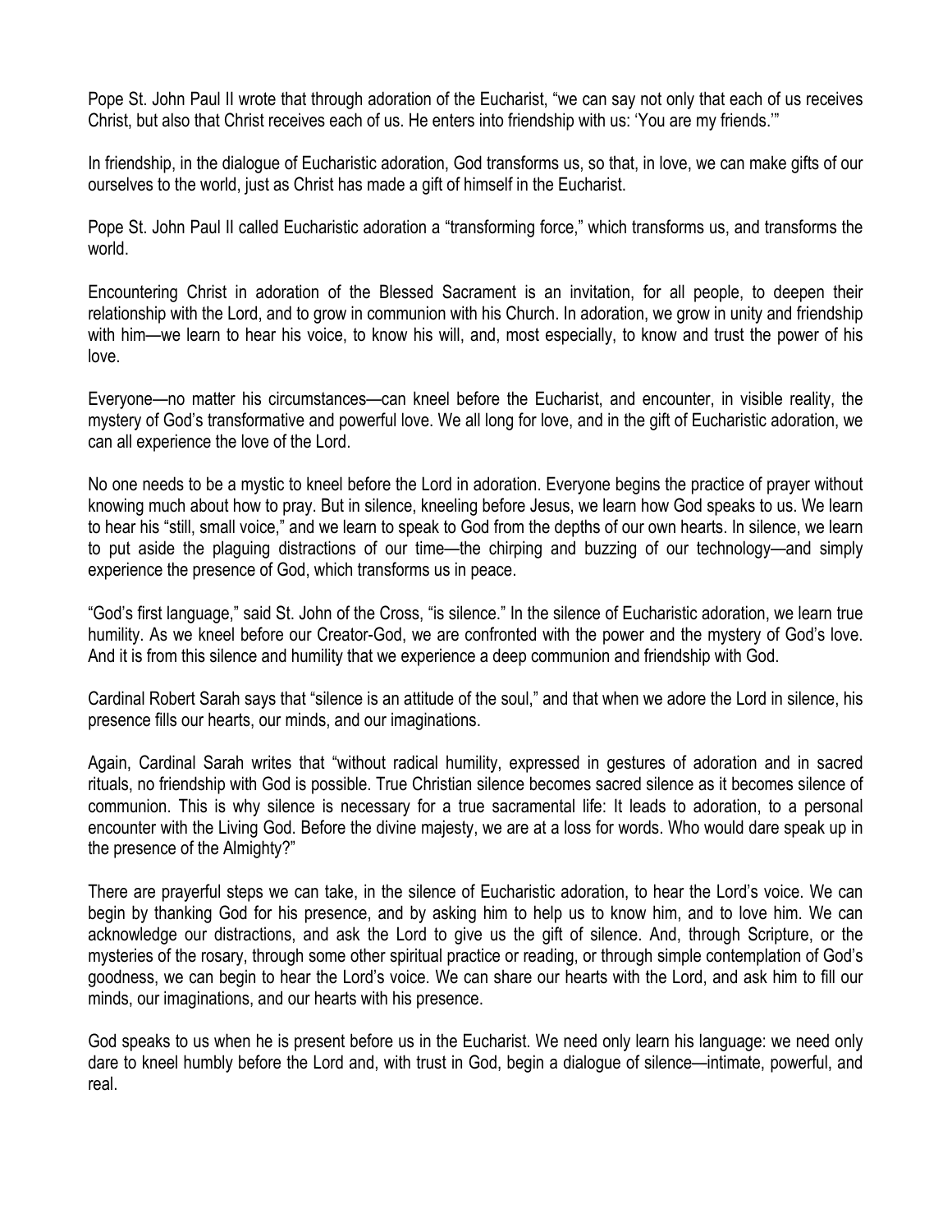Pope St. John Paul II wrote that through adoration of the Eucharist, "we can say not only that each of us receives Christ, but also that Christ receives each of us. He enters into friendship with us: 'You are my friends.'"

In friendship, in the dialogue of Eucharistic adoration, God transforms us, so that, in love, we can make gifts of our ourselves to the world, just as Christ has made a gift of himself in the Eucharist.

Pope St. John Paul II called Eucharistic adoration a "transforming force," which transforms us, and transforms the world.

Encountering Christ in adoration of the Blessed Sacrament is an invitation, for all people, to deepen their relationship with the Lord, and to grow in communion with his Church. In adoration, we grow in unity and friendship with him—we learn to hear his voice, to know his will, and, most especially, to know and trust the power of his love.

Everyone—no matter his circumstances—can kneel before the Eucharist, and encounter, in visible reality, the mystery of God's transformative and powerful love. We all long for love, and in the gift of Eucharistic adoration, we can all experience the love of the Lord.

No one needs to be a mystic to kneel before the Lord in adoration. Everyone begins the practice of prayer without knowing much about how to pray. But in silence, kneeling before Jesus, we learn how God speaks to us. We learn to hear his "still, small voice," and we learn to speak to God from the depths of our own hearts. In silence, we learn to put aside the plaguing distractions of our time—the chirping and buzzing of our technology—and simply experience the presence of God, which transforms us in peace.

"God's first language," said St. John of the Cross, "is silence." In the silence of Eucharistic adoration, we learn true humility. As we kneel before our Creator-God, we are confronted with the power and the mystery of God's love. And it is from this silence and humility that we experience a deep communion and friendship with God.

Cardinal Robert Sarah says that "silence is an attitude of the soul," and that when we adore the Lord in silence, his presence fills our hearts, our minds, and our imaginations.

Again, Cardinal Sarah writes that "without radical humility, expressed in gestures of adoration and in sacred rituals, no friendship with God is possible. True Christian silence becomes sacred silence as it becomes silence of communion. This is why silence is necessary for a true sacramental life: It leads to adoration, to a personal encounter with the Living God. Before the divine majesty, we are at a loss for words. Who would dare speak up in the presence of the Almighty?"

There are prayerful steps we can take, in the silence of Eucharistic adoration, to hear the Lord's voice. We can begin by thanking God for his presence, and by asking him to help us to know him, and to love him. We can acknowledge our distractions, and ask the Lord to give us the gift of silence. And, through Scripture, or the mysteries of the rosary, through some other spiritual practice or reading, or through simple contemplation of God's goodness, we can begin to hear the Lord's voice. We can share our hearts with the Lord, and ask him to fill our minds, our imaginations, and our hearts with his presence.

God speaks to us when he is present before us in the Eucharist. We need only learn his language: we need only dare to kneel humbly before the Lord and, with trust in God, begin a dialogue of silence—intimate, powerful, and real.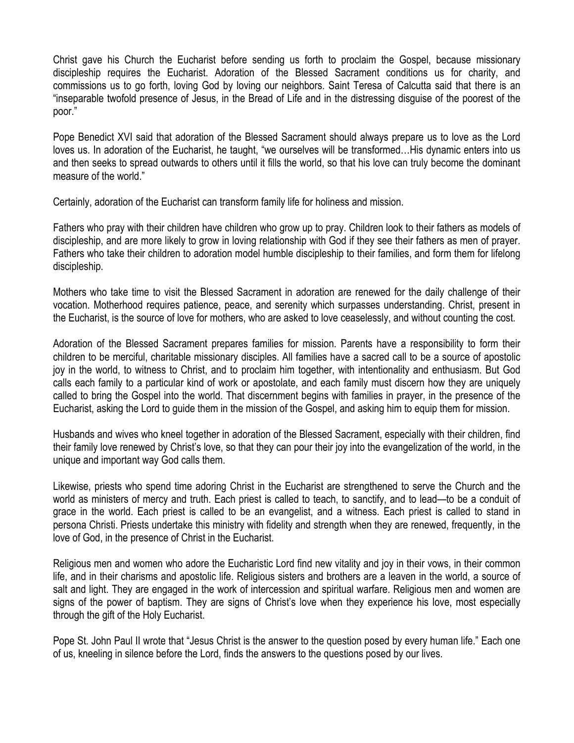Christ gave his Church the Eucharist before sending us forth to proclaim the Gospel, because missionary discipleship requires the Eucharist. Adoration of the Blessed Sacrament conditions us for charity, and commissions us to go forth, loving God by loving our neighbors. Saint Teresa of Calcutta said that there is an "inseparable twofold presence of Jesus, in the Bread of Life and in the distressing disguise of the poorest of the poor."

Pope Benedict XVI said that adoration of the Blessed Sacrament should always prepare us to love as the Lord loves us. In adoration of the Eucharist, he taught, "we ourselves will be transformed…His dynamic enters into us and then seeks to spread outwards to others until it fills the world, so that his love can truly become the dominant measure of the world."

Certainly, adoration of the Eucharist can transform family life for holiness and mission.

Fathers who pray with their children have children who grow up to pray. Children look to their fathers as models of discipleship, and are more likely to grow in loving relationship with God if they see their fathers as men of prayer. Fathers who take their children to adoration model humble discipleship to their families, and form them for lifelong discipleship.

Mothers who take time to visit the Blessed Sacrament in adoration are renewed for the daily challenge of their vocation. Motherhood requires patience, peace, and serenity which surpasses understanding. Christ, present in the Eucharist, is the source of love for mothers, who are asked to love ceaselessly, and without counting the cost.

Adoration of the Blessed Sacrament prepares families for mission. Parents have a responsibility to form their children to be merciful, charitable missionary disciples. All families have a sacred call to be a source of apostolic joy in the world, to witness to Christ, and to proclaim him together, with intentionality and enthusiasm. But God calls each family to a particular kind of work or apostolate, and each family must discern how they are uniquely called to bring the Gospel into the world. That discernment begins with families in prayer, in the presence of the Eucharist, asking the Lord to guide them in the mission of the Gospel, and asking him to equip them for mission.

Husbands and wives who kneel together in adoration of the Blessed Sacrament, especially with their children, find their family love renewed by Christ's love, so that they can pour their joy into the evangelization of the world, in the unique and important way God calls them.

Likewise, priests who spend time adoring Christ in the Eucharist are strengthened to serve the Church and the world as ministers of mercy and truth. Each priest is called to teach, to sanctify, and to lead—to be a conduit of grace in the world. Each priest is called to be an evangelist, and a witness. Each priest is called to stand in persona Christi. Priests undertake this ministry with fidelity and strength when they are renewed, frequently, in the love of God, in the presence of Christ in the Eucharist.

Religious men and women who adore the Eucharistic Lord find new vitality and joy in their vows, in their common life, and in their charisms and apostolic life. Religious sisters and brothers are a leaven in the world, a source of salt and light. They are engaged in the work of intercession and spiritual warfare. Religious men and women are signs of the power of baptism. They are signs of Christ's love when they experience his love, most especially through the gift of the Holy Eucharist.

Pope St. John Paul II wrote that "Jesus Christ is the answer to the question posed by every human life." Each one of us, kneeling in silence before the Lord, finds the answers to the questions posed by our lives.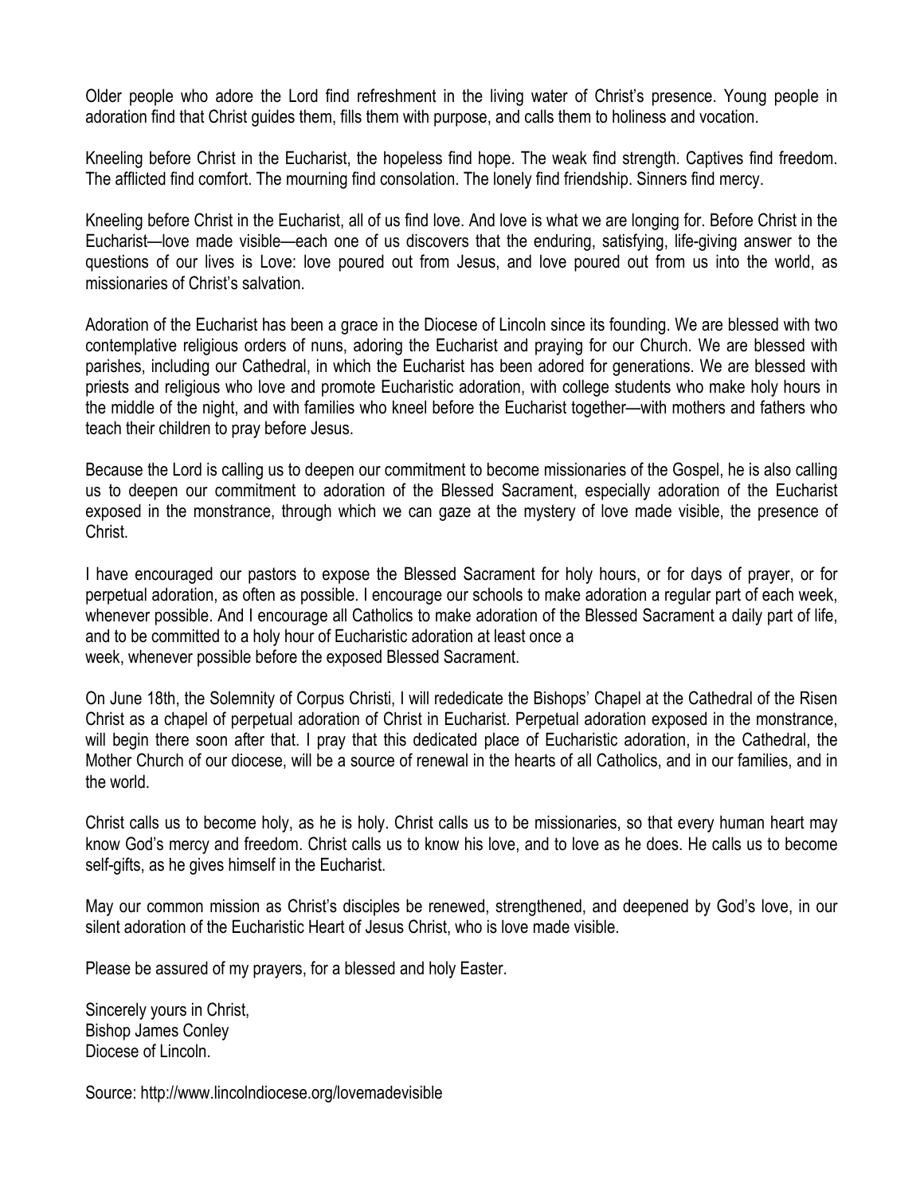Older people who adore the Lord find refreshment in the living water of Christ's presence. Young people in adoration find that Christ guides them, fills them with purpose, and calls them to holiness and vocation.

Kneeling before Christ in the Eucharist, the hopeless find hope. The weak find strength. Captives find freedom. The afflicted find comfort. The mourning find consolation. The lonely find friendship. Sinners find mercy.

Kneeling before Christ in the Eucharist, all of us find love. And love is what we are longing for. Before Christ in the Eucharist—love made visible—each one of us discovers that the enduring, satisfying, life-giving answer to the questions of our lives is Love: love poured out from Jesus, and love poured out from us into the world, as missionaries of Christ's salvation.

Adoration of the Eucharist has been a grace in the Diocese of Lincoln since its founding. We are blessed with two contemplative religious orders of nuns, adoring the Eucharist and praying for our Church. We are blessed with parishes, including our Cathedral, in which the Eucharist has been adored for generations. We are blessed with priests and religious who love and promote Eucharistic adoration, with college students who make holy hours in the middle of the night, and with families who kneel before the Eucharist together—with mothers and fathers who teach their children to pray before Jesus.

Because the Lord is calling us to deepen our commitment to become missionaries of the Gospel, he is also calling us to deepen our commitment to adoration of the Blessed Sacrament, especially adoration of the Eucharist exposed in the monstrance, through which we can gaze at the mystery of love made visible, the presence of Christ.

I have encouraged our pastors to expose the Blessed Sacrament for holy hours, or for days of prayer, or for perpetual adoration, as often as possible. I encourage our schools to make adoration a regular part of each week, whenever possible. And I encourage all Catholics to make adoration of the Blessed Sacrament a daily part of life, and to be committed to a holy hour of Eucharistic adoration at least once a week, whenever possible before the exposed Blessed Sacrament.

On June 18th, the Solemnity of Corpus Christi, I will rededicate the Bishops' Chapel at the Cathedral of the Risen Christ as a chapel of perpetual adoration of Christ in Eucharist. Perpetual adoration exposed in the monstrance, will begin there soon after that. I pray that this dedicated place of Eucharistic adoration, in the Cathedral, the Mother Church of our diocese, will be a source of renewal in the hearts of all Catholics, and in our families, and in the world.

Christ calls us to become holy, as he is holy. Christ calls us to be missionaries, so that every human heart may know God's mercy and freedom. Christ calls us to know his love, and to love as he does. He calls us to become self-gifts, as he gives himself in the Eucharist.

May our common mission as Christ's disciples be renewed, strengthened, and deepened by God's love, in our silent adoration of the Eucharistic Heart of Jesus Christ, who is love made visible.

Please be assured of my prayers, for a blessed and holy Easter.

Sincerely yours in Christ,
Bishop James Conley
Diocese of Lincoln.

Source: http://www.lincolndiocese.org/lovemadevisible